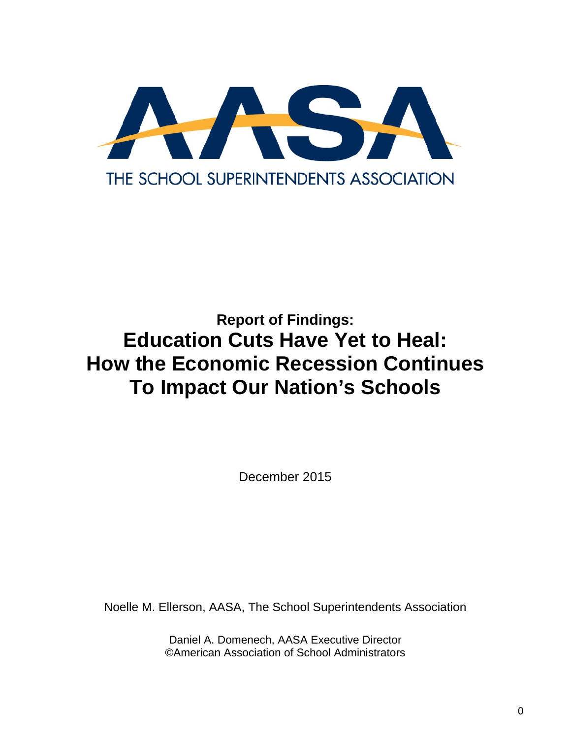AASA

THE SCHOOL SUPERINTENDENTS ASSOCIATION

**Report of Findings:**

# Education Cuts Have Yet to Heal: How the Economic Recession Continues To Impact Our Nation's Schools

December 2015

Noelle M. Ellerson, AASA, The School Superintendents Association

Daniel A. Domenech, AASA Executive Director
©American Association of School Administrators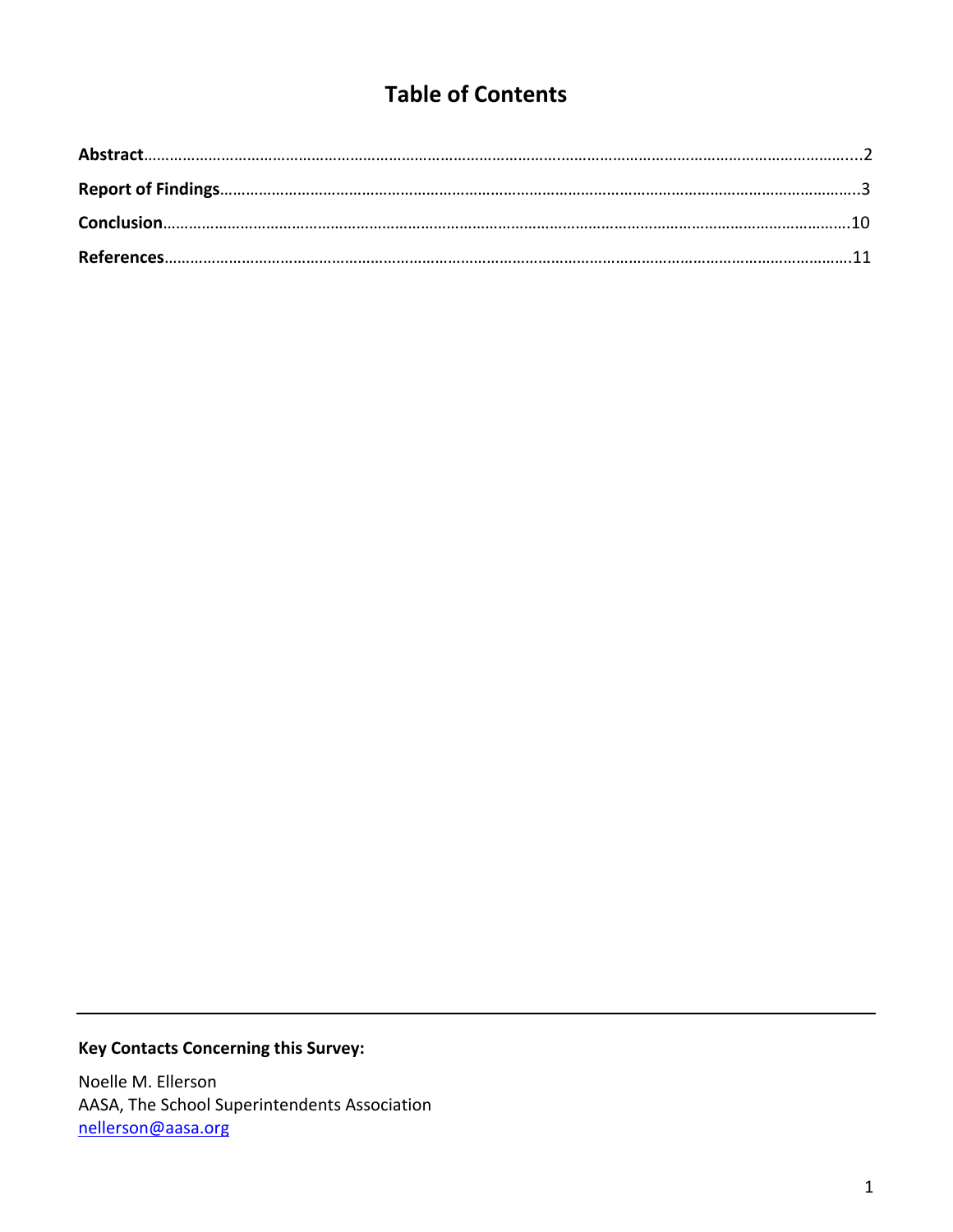# Table of Contents

**Abstract**……………………………………………………………………………………………………………………………………………...2

**Report of Findings**………………………………………………………………………………………………………………………………..3

**Conclusion**………………………………………………………………………………………………………………………………………….10

**References**………………………………………………………………………………………………………………………………………….11

---

**Key Contacts Concerning this Survey:**

Noelle M. Ellerson
AASA, The School Superintendents Association
nellerson@aasa.org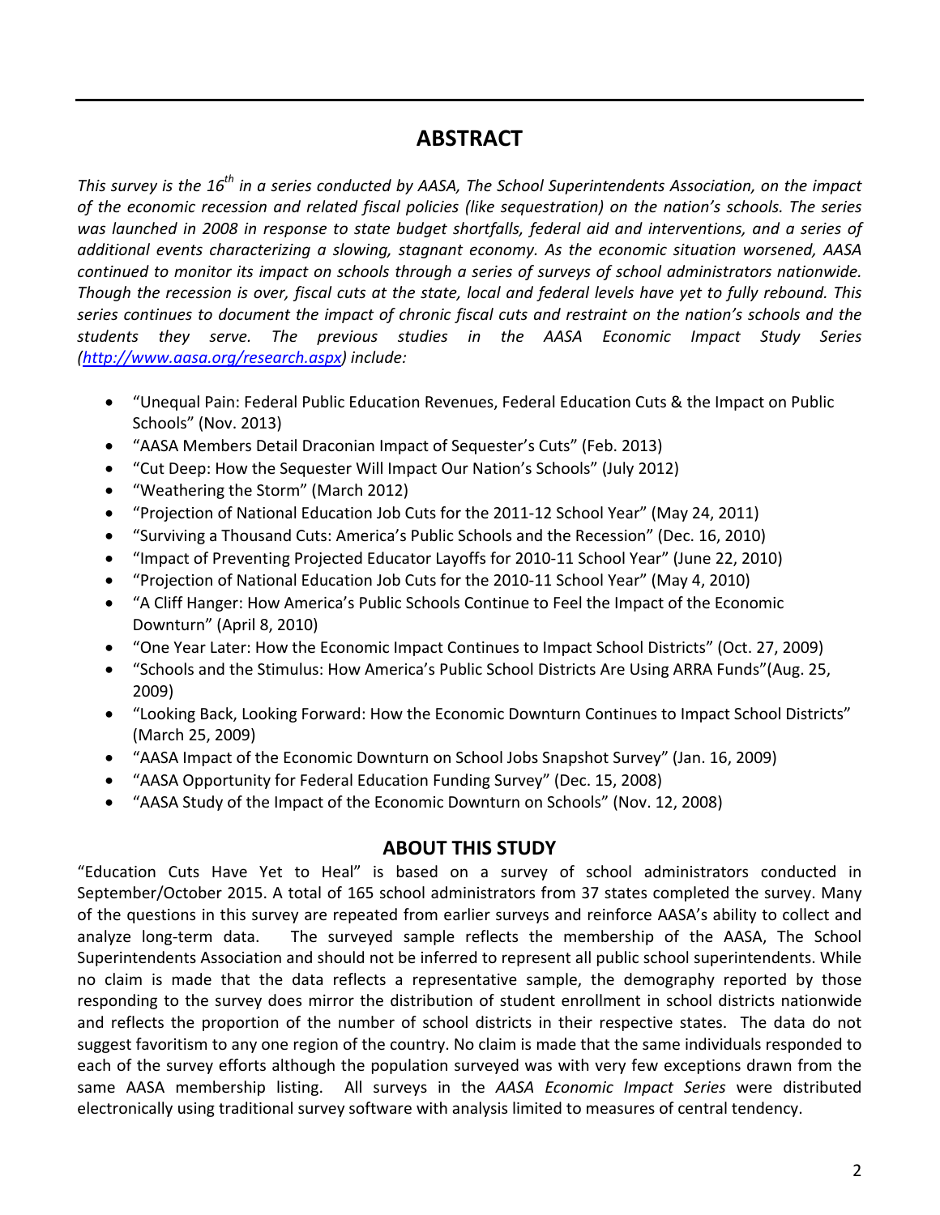## ABSTRACT

*This survey is the 16th in a series conducted by AASA, The School Superintendents Association, on the impact of the economic recession and related fiscal policies (like sequestration) on the nation's schools. The series was launched in 2008 in response to state budget shortfalls, federal aid and interventions, and a series of additional events characterizing a slowing, stagnant economy. As the economic situation worsened, AASA continued to monitor its impact on schools through a series of surveys of school administrators nationwide. Though the recession is over, fiscal cuts at the state, local and federal levels have yet to fully rebound. This series continues to document the impact of chronic fiscal cuts and restraint on the nation's schools and the students they serve. The previous studies in the AASA Economic Impact Study Series ([http://www.aasa.org/research.aspx](http://www.aasa.org/research.aspx)) include:*

- "Unequal Pain: Federal Public Education Revenues, Federal Education Cuts & the Impact on Public Schools" (Nov. 2013)
- "AASA Members Detail Draconian Impact of Sequester's Cuts" (Feb. 2013)
- "Cut Deep: How the Sequester Will Impact Our Nation's Schools" (July 2012)
- "Weathering the Storm" (March 2012)
- "Projection of National Education Job Cuts for the 2011-12 School Year" (May 24, 2011)
- "Surviving a Thousand Cuts: America's Public Schools and the Recession" (Dec. 16, 2010)
- "Impact of Preventing Projected Educator Layoffs for 2010-11 School Year" (June 22, 2010)
- "Projection of National Education Job Cuts for the 2010-11 School Year" (May 4, 2010)
- "A Cliff Hanger: How America's Public Schools Continue to Feel the Impact of the Economic Downturn" (April 8, 2010)
- "One Year Later: How the Economic Impact Continues to Impact School Districts" (Oct. 27, 2009)
- "Schools and the Stimulus: How America's Public School Districts Are Using ARRA Funds"(Aug. 25, 2009)
- "Looking Back, Looking Forward: How the Economic Downturn Continues to Impact School Districts" (March 25, 2009)
- "AASA Impact of the Economic Downturn on School Jobs Snapshot Survey" (Jan. 16, 2009)
- "AASA Opportunity for Federal Education Funding Survey" (Dec. 15, 2008)
- "AASA Study of the Impact of the Economic Downturn on Schools" (Nov. 12, 2008)

## ABOUT THIS STUDY

"Education Cuts Have Yet to Heal" is based on a survey of school administrators conducted in September/October 2015. A total of 165 school administrators from 37 states completed the survey. Many of the questions in this survey are repeated from earlier surveys and reinforce AASA's ability to collect and analyze long-term data. The surveyed sample reflects the membership of the AASA, The School Superintendents Association and should not be inferred to represent all public school superintendents. While no claim is made that the data reflects a representative sample, the demography reported by those responding to the survey does mirror the distribution of student enrollment in school districts nationwide and reflects the proportion of the number of school districts in their respective states. The data do not suggest favoritism to any one region of the country. No claim is made that the same individuals responded to each of the survey efforts although the population surveyed was with very few exceptions drawn from the same AASA membership listing. All surveys in the *AASA Economic Impact Series* were distributed electronically using traditional survey software with analysis limited to measures of central tendency.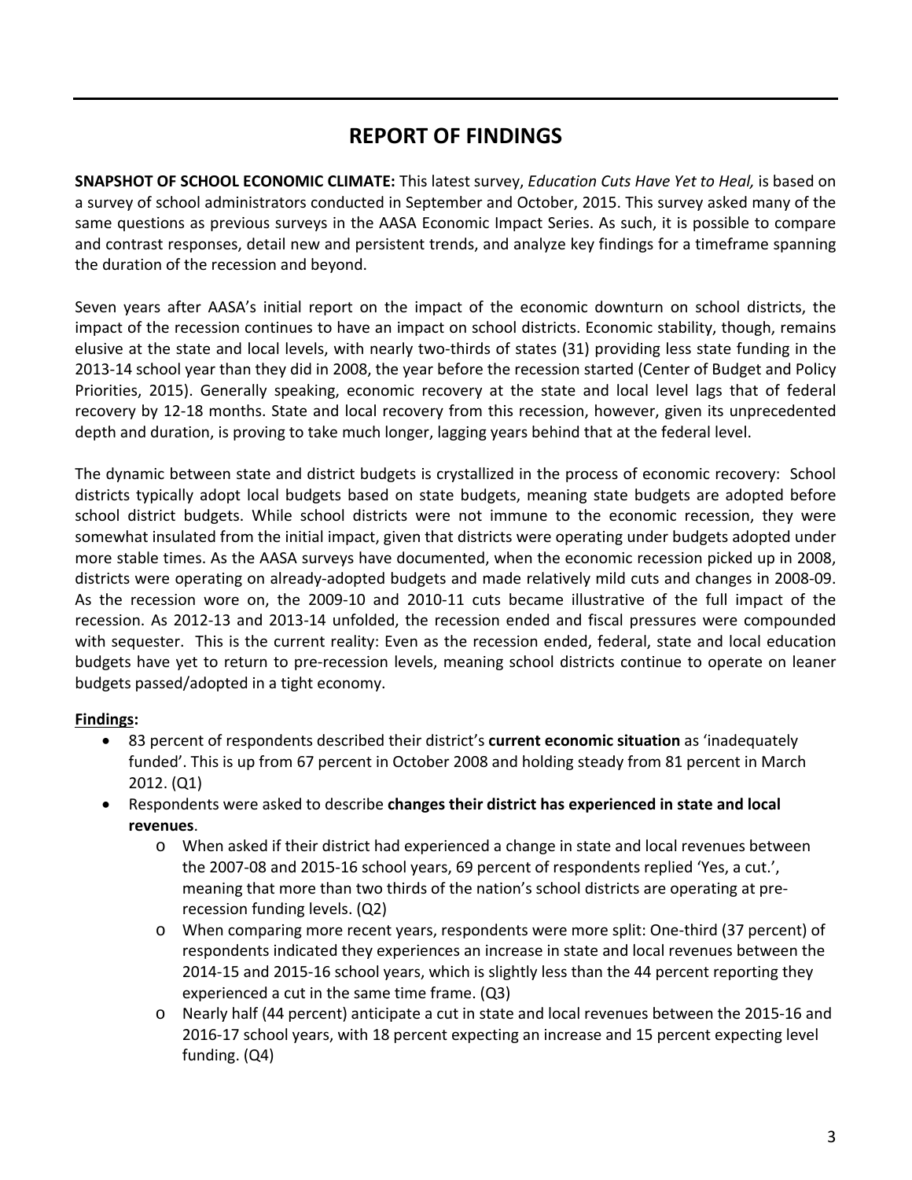# REPORT OF FINDINGS

**SNAPSHOT OF SCHOOL ECONOMIC CLIMATE:** This latest survey, *Education Cuts Have Yet to Heal,* is based on a survey of school administrators conducted in September and October, 2015. This survey asked many of the same questions as previous surveys in the AASA Economic Impact Series. As such, it is possible to compare and contrast responses, detail new and persistent trends, and analyze key findings for a timeframe spanning the duration of the recession and beyond.

Seven years after AASA's initial report on the impact of the economic downturn on school districts, the impact of the recession continues to have an impact on school districts. Economic stability, though, remains elusive at the state and local levels, with nearly two-thirds of states (31) providing less state funding in the 2013-14 school year than they did in 2008, the year before the recession started (Center of Budget and Policy Priorities, 2015). Generally speaking, economic recovery at the state and local level lags that of federal recovery by 12-18 months. State and local recovery from this recession, however, given its unprecedented depth and duration, is proving to take much longer, lagging years behind that at the federal level.

The dynamic between state and district budgets is crystallized in the process of economic recovery: School districts typically adopt local budgets based on state budgets, meaning state budgets are adopted before school district budgets. While school districts were not immune to the economic recession, they were somewhat insulated from the initial impact, given that districts were operating under budgets adopted under more stable times. As the AASA surveys have documented, when the economic recession picked up in 2008, districts were operating on already-adopted budgets and made relatively mild cuts and changes in 2008-09. As the recession wore on, the 2009-10 and 2010-11 cuts became illustrative of the full impact of the recession. As 2012-13 and 2013-14 unfolded, the recession ended and fiscal pressures were compounded with sequester. This is the current reality: Even as the recession ended, federal, state and local education budgets have yet to return to pre-recession levels, meaning school districts continue to operate on leaner budgets passed/adopted in a tight economy.

**Findings:**

- 83 percent of respondents described their district's **current economic situation** as 'inadequately funded'. This is up from 67 percent in October 2008 and holding steady from 81 percent in March 2012. (Q1)
- Respondents were asked to describe **changes their district has experienced in state and local revenues**.
  - When asked if their district had experienced a change in state and local revenues between the 2007-08 and 2015-16 school years, 69 percent of respondents replied 'Yes, a cut.', meaning that more than two thirds of the nation's school districts are operating at pre-recession funding levels. (Q2)
  - When comparing more recent years, respondents were more split: One-third (37 percent) of respondents indicated they experiences an increase in state and local revenues between the 2014-15 and 2015-16 school years, which is slightly less than the 44 percent reporting they experienced a cut in the same time frame. (Q3)
  - Nearly half (44 percent) anticipate a cut in state and local revenues between the 2015-16 and 2016-17 school years, with 18 percent expecting an increase and 15 percent expecting level funding. (Q4)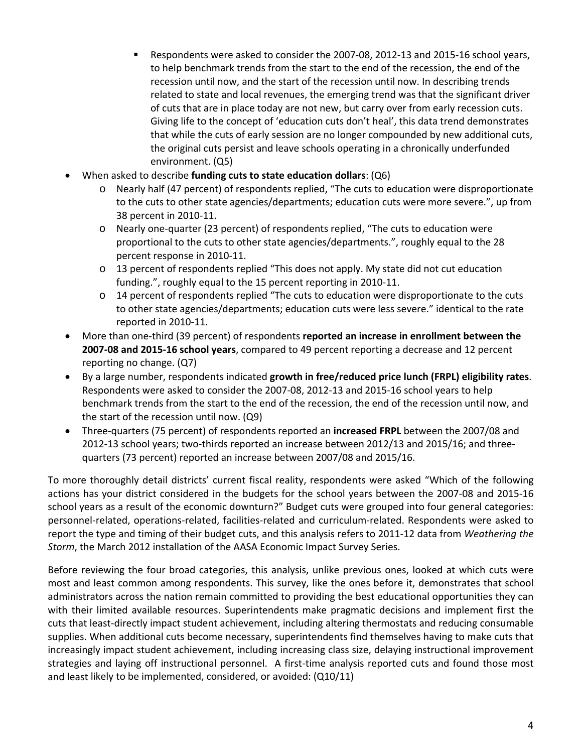- Respondents were asked to consider the 2007-08, 2012-13 and 2015-16 school years, to help benchmark trends from the start to the end of the recession, the end of the recession until now, and the start of the recession until now. In describing trends related to state and local revenues, the emerging trend was that the significant driver of cuts that are in place today are not new, but carry over from early recession cuts. Giving life to the concept of 'education cuts don't heal', this data trend demonstrates that while the cuts of early session are no longer compounded by new additional cuts, the original cuts persist and leave schools operating in a chronically underfunded environment. (Q5)

- When asked to describe **funding cuts to state education dollars**: (Q6)
  - Nearly half (47 percent) of respondents replied, "The cuts to education were disproportionate to the cuts to other state agencies/departments; education cuts were more severe.", up from 38 percent in 2010-11.
  - Nearly one-quarter (23 percent) of respondents replied, "The cuts to education were proportional to the cuts to other state agencies/departments.", roughly equal to the 28 percent response in 2010-11.
  - 13 percent of respondents replied "This does not apply. My state did not cut education funding.", roughly equal to the 15 percent reporting in 2010-11.
  - 14 percent of respondents replied "The cuts to education were disproportionate to the cuts to other state agencies/departments; education cuts were less severe." identical to the rate reported in 2010-11.
- More than one-third (39 percent) of respondents **reported an increase in enrollment between the 2007-08 and 2015-16 school years**, compared to 49 percent reporting a decrease and 12 percent reporting no change. (Q7)
- By a large number, respondents indicated **growth in free/reduced price lunch (FRPL) eligibility rates**. Respondents were asked to consider the 2007-08, 2012-13 and 2015-16 school years to help benchmark trends from the start to the end of the recession, the end of the recession until now, and the start of the recession until now. (Q9)
- Three-quarters (75 percent) of respondents reported an **increased FRPL** between the 2007/08 and 2012-13 school years; two-thirds reported an increase between 2012/13 and 2015/16; and three-quarters (73 percent) reported an increase between 2007/08 and 2015/16.

To more thoroughly detail districts' current fiscal reality, respondents were asked "Which of the following actions has your district considered in the budgets for the school years between the 2007-08 and 2015-16 school years as a result of the economic downturn?" Budget cuts were grouped into four general categories: personnel-related, operations-related, facilities-related and curriculum-related. Respondents were asked to report the type and timing of their budget cuts, and this analysis refers to 2011-12 data from *Weathering the Storm*, the March 2012 installation of the AASA Economic Impact Survey Series.

Before reviewing the four broad categories, this analysis, unlike previous ones, looked at which cuts were most and least common among respondents. This survey, like the ones before it, demonstrates that school administrators across the nation remain committed to providing the best educational opportunities they can with their limited available resources. Superintendents make pragmatic decisions and implement first the cuts that least-directly impact student achievement, including altering thermostats and reducing consumable supplies. When additional cuts become necessary, superintendents find themselves having to make cuts that increasingly impact student achievement, including increasing class size, delaying instructional improvement strategies and laying off instructional personnel. A first-time analysis reported cuts and found those most and least likely to be implemented, considered, or avoided: (Q10/11)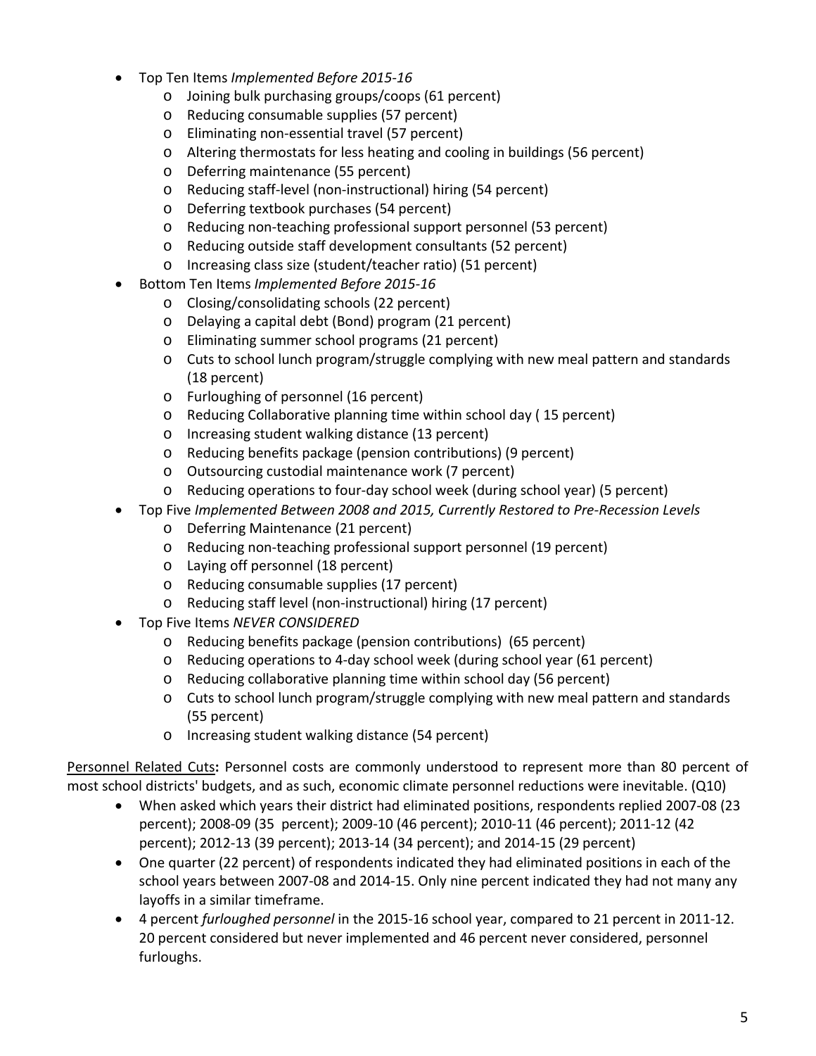- Top Ten Items *Implemented Before 2015-16*
  - Joining bulk purchasing groups/coops (61 percent)
  - Reducing consumable supplies (57 percent)
  - Eliminating non-essential travel (57 percent)
  - Altering thermostats for less heating and cooling in buildings (56 percent)
  - Deferring maintenance (55 percent)
  - Reducing staff-level (non-instructional) hiring (54 percent)
  - Deferring textbook purchases (54 percent)
  - Reducing non-teaching professional support personnel (53 percent)
  - Reducing outside staff development consultants (52 percent)
  - Increasing class size (student/teacher ratio) (51 percent)
- Bottom Ten Items *Implemented Before 2015-16*
  - Closing/consolidating schools (22 percent)
  - Delaying a capital debt (Bond) program (21 percent)
  - Eliminating summer school programs (21 percent)
  - Cuts to school lunch program/struggle complying with new meal pattern and standards (18 percent)
  - Furloughing of personnel (16 percent)
  - Reducing Collaborative planning time within school day ( 15 percent)
  - Increasing student walking distance (13 percent)
  - Reducing benefits package (pension contributions) (9 percent)
  - Outsourcing custodial maintenance work (7 percent)
  - Reducing operations to four-day school week (during school year) (5 percent)
- Top Five *Implemented Between 2008 and 2015, Currently Restored to Pre-Recession Levels*
  - Deferring Maintenance (21 percent)
  - Reducing non-teaching professional support personnel (19 percent)
  - Laying off personnel (18 percent)
  - Reducing consumable supplies (17 percent)
  - Reducing staff level (non-instructional) hiring (17 percent)
- Top Five Items *NEVER CONSIDERED*
  - Reducing benefits package (pension contributions) (65 percent)
  - Reducing operations to 4-day school week (during school year (61 percent)
  - Reducing collaborative planning time within school day (56 percent)
  - Cuts to school lunch program/struggle complying with new meal pattern and standards (55 percent)
  - Increasing student walking distance (54 percent)

Personnel Related Cuts**:** Personnel costs are commonly understood to represent more than 80 percent of most school districts' budgets, and as such, economic climate personnel reductions were inevitable. (Q10)

- When asked which years their district had eliminated positions, respondents replied 2007-08 (23 percent); 2008-09 (35 percent); 2009-10 (46 percent); 2010-11 (46 percent); 2011-12 (42 percent); 2012-13 (39 percent); 2013-14 (34 percent); and 2014-15 (29 percent)
- One quarter (22 percent) of respondents indicated they had eliminated positions in each of the school years between 2007-08 and 2014-15. Only nine percent indicated they had not many any layoffs in a similar timeframe.
- 4 percent *furloughed personnel* in the 2015-16 school year, compared to 21 percent in 2011-12. 20 percent considered but never implemented and 46 percent never considered, personnel furloughs.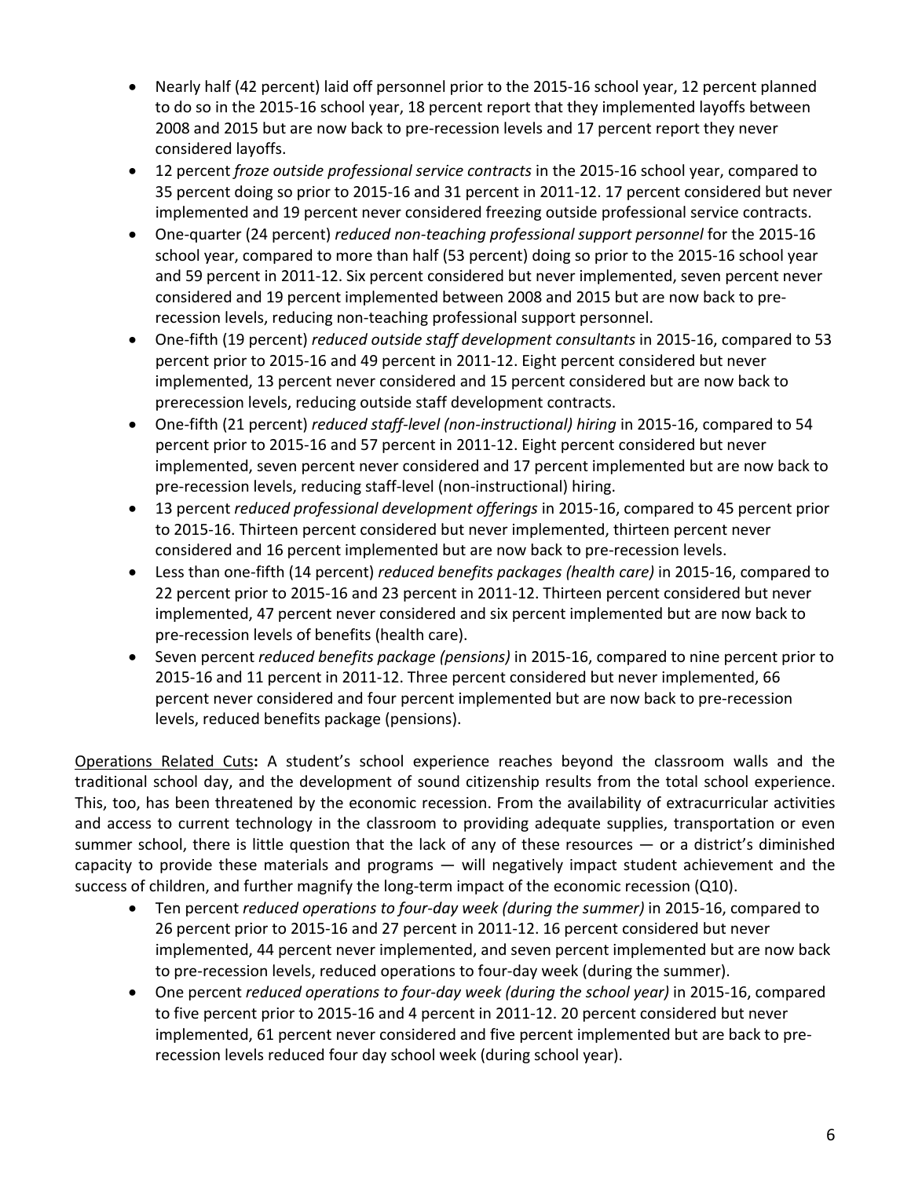- Nearly half (42 percent) laid off personnel prior to the 2015-16 school year, 12 percent planned to do so in the 2015-16 school year, 18 percent report that they implemented layoffs between 2008 and 2015 but are now back to pre-recession levels and 17 percent report they never considered layoffs.
- 12 percent *froze outside professional service contracts* in the 2015-16 school year, compared to 35 percent doing so prior to 2015-16 and 31 percent in 2011-12. 17 percent considered but never implemented and 19 percent never considered freezing outside professional service contracts.
- One-quarter (24 percent) *reduced non-teaching professional support personnel* for the 2015-16 school year, compared to more than half (53 percent) doing so prior to the 2015-16 school year and 59 percent in 2011-12. Six percent considered but never implemented, seven percent never considered and 19 percent implemented between 2008 and 2015 but are now back to pre-recession levels, reducing non-teaching professional support personnel.
- One-fifth (19 percent) *reduced outside staff development consultants* in 2015-16, compared to 53 percent prior to 2015-16 and 49 percent in 2011-12. Eight percent considered but never implemented, 13 percent never considered and 15 percent considered but are now back to prerecession levels, reducing outside staff development contracts.
- One-fifth (21 percent) *reduced staff-level (non-instructional) hiring* in 2015-16, compared to 54 percent prior to 2015-16 and 57 percent in 2011-12. Eight percent considered but never implemented, seven percent never considered and 17 percent implemented but are now back to pre-recession levels, reducing staff-level (non-instructional) hiring.
- 13 percent *reduced professional development offerings* in 2015-16, compared to 45 percent prior to 2015-16. Thirteen percent considered but never implemented, thirteen percent never considered and 16 percent implemented but are now back to pre-recession levels.
- Less than one-fifth (14 percent) *reduced benefits packages (health care)* in 2015-16, compared to 22 percent prior to 2015-16 and 23 percent in 2011-12. Thirteen percent considered but never implemented, 47 percent never considered and six percent implemented but are now back to pre-recession levels of benefits (health care).
- Seven percent *reduced benefits package (pensions)* in 2015-16, compared to nine percent prior to 2015-16 and 11 percent in 2011-12. Three percent considered but never implemented, 66 percent never considered and four percent implemented but are now back to pre-recession levels, reduced benefits package (pensions).

<u>Operations Related Cuts</u>**:** A student's school experience reaches beyond the classroom walls and the traditional school day, and the development of sound citizenship results from the total school experience. This, too, has been threatened by the economic recession. From the availability of extracurricular activities and access to current technology in the classroom to providing adequate supplies, transportation or even summer school, there is little question that the lack of any of these resources — or a district's diminished capacity to provide these materials and programs — will negatively impact student achievement and the success of children, and further magnify the long-term impact of the economic recession (Q10).

- Ten percent *reduced operations to four-day week (during the summer)* in 2015-16, compared to 26 percent prior to 2015-16 and 27 percent in 2011-12. 16 percent considered but never implemented, 44 percent never implemented, and seven percent implemented but are now back to pre-recession levels, reduced operations to four-day week (during the summer).
- One percent *reduced operations to four-day week (during the school year)* in 2015-16, compared to five percent prior to 2015-16 and 4 percent in 2011-12. 20 percent considered but never implemented, 61 percent never considered and five percent implemented but are back to pre-recession levels reduced four day school week (during school year).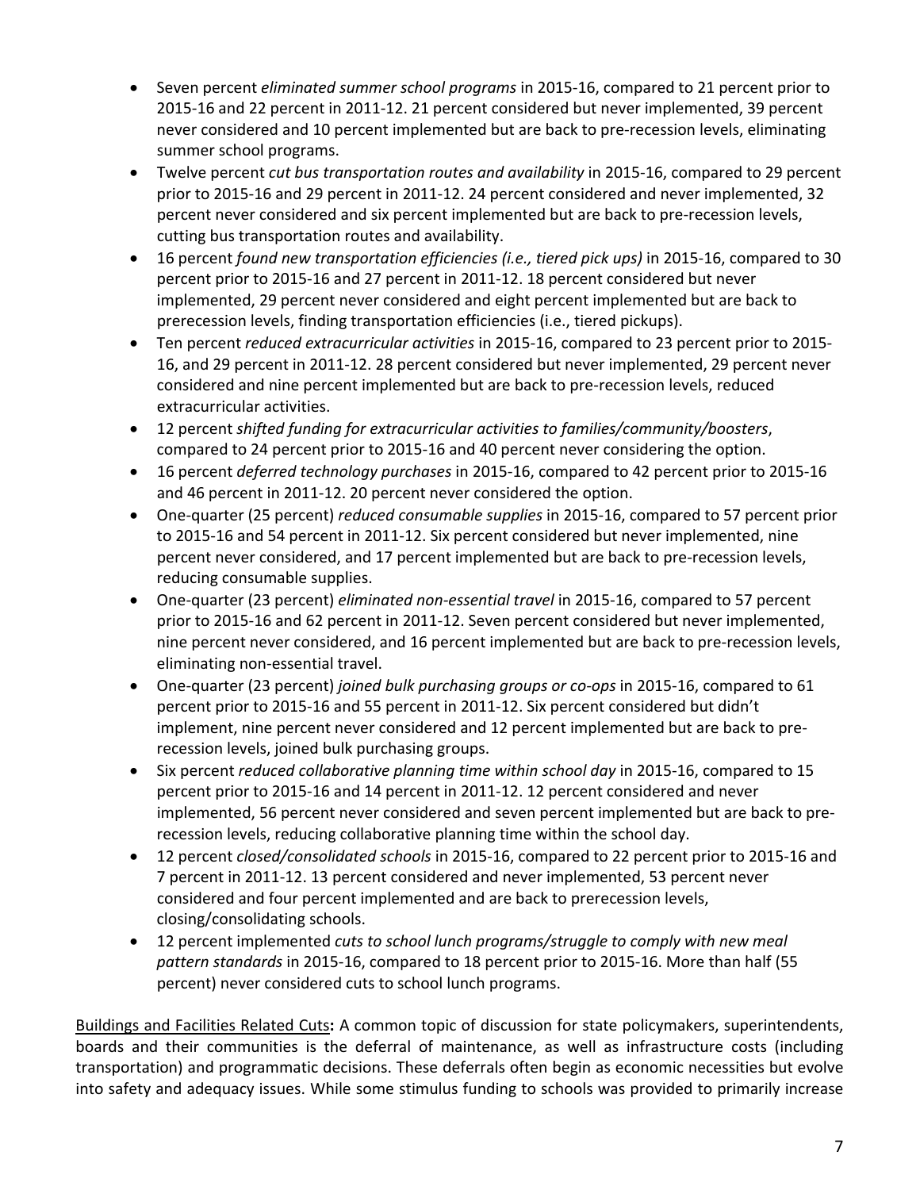- Seven percent *eliminated summer school programs* in 2015-16, compared to 21 percent prior to 2015-16 and 22 percent in 2011-12. 21 percent considered but never implemented, 39 percent never considered and 10 percent implemented but are back to pre-recession levels, eliminating summer school programs.
- Twelve percent *cut bus transportation routes and availability* in 2015-16, compared to 29 percent prior to 2015-16 and 29 percent in 2011-12. 24 percent considered and never implemented, 32 percent never considered and six percent implemented but are back to pre-recession levels, cutting bus transportation routes and availability.
- 16 percent *found new transportation efficiencies (i.e., tiered pick ups)* in 2015-16, compared to 30 percent prior to 2015-16 and 27 percent in 2011-12. 18 percent considered but never implemented, 29 percent never considered and eight percent implemented but are back to prerecession levels, finding transportation efficiencies (i.e., tiered pickups).
- Ten percent *reduced extracurricular activities* in 2015-16, compared to 23 percent prior to 2015-16, and 29 percent in 2011-12. 28 percent considered but never implemented, 29 percent never considered and nine percent implemented but are back to pre-recession levels, reduced extracurricular activities.
- 12 percent *shifted funding for extracurricular activities to families/community/boosters*, compared to 24 percent prior to 2015-16 and 40 percent never considering the option.
- 16 percent *deferred technology purchases* in 2015-16, compared to 42 percent prior to 2015-16 and 46 percent in 2011-12. 20 percent never considered the option.
- One-quarter (25 percent) *reduced consumable supplies* in 2015-16, compared to 57 percent prior to 2015-16 and 54 percent in 2011-12. Six percent considered but never implemented, nine percent never considered, and 17 percent implemented but are back to pre-recession levels, reducing consumable supplies.
- One-quarter (23 percent) *eliminated non-essential travel* in 2015-16, compared to 57 percent prior to 2015-16 and 62 percent in 2011-12. Seven percent considered but never implemented, nine percent never considered, and 16 percent implemented but are back to pre-recession levels, eliminating non-essential travel.
- One-quarter (23 percent) *joined bulk purchasing groups or co-ops* in 2015-16, compared to 61 percent prior to 2015-16 and 55 percent in 2011-12. Six percent considered but didn't implement, nine percent never considered and 12 percent implemented but are back to pre-recession levels, joined bulk purchasing groups.
- Six percent *reduced collaborative planning time within school day* in 2015-16, compared to 15 percent prior to 2015-16 and 14 percent in 2011-12. 12 percent considered and never implemented, 56 percent never considered and seven percent implemented but are back to pre-recession levels, reducing collaborative planning time within the school day.
- 12 percent *closed/consolidated schools* in 2015-16, compared to 22 percent prior to 2015-16 and 7 percent in 2011-12. 13 percent considered and never implemented, 53 percent never considered and four percent implemented and are back to prerecession levels, closing/consolidating schools.
- 12 percent implemented *cuts to school lunch programs/struggle to comply with new meal pattern standards* in 2015-16, compared to 18 percent prior to 2015-16. More than half (55 percent) never considered cuts to school lunch programs.

Buildings and Facilities Related Cuts**:** A common topic of discussion for state policymakers, superintendents, boards and their communities is the deferral of maintenance, as well as infrastructure costs (including transportation) and programmatic decisions. These deferrals often begin as economic necessities but evolve into safety and adequacy issues. While some stimulus funding to schools was provided to primarily increase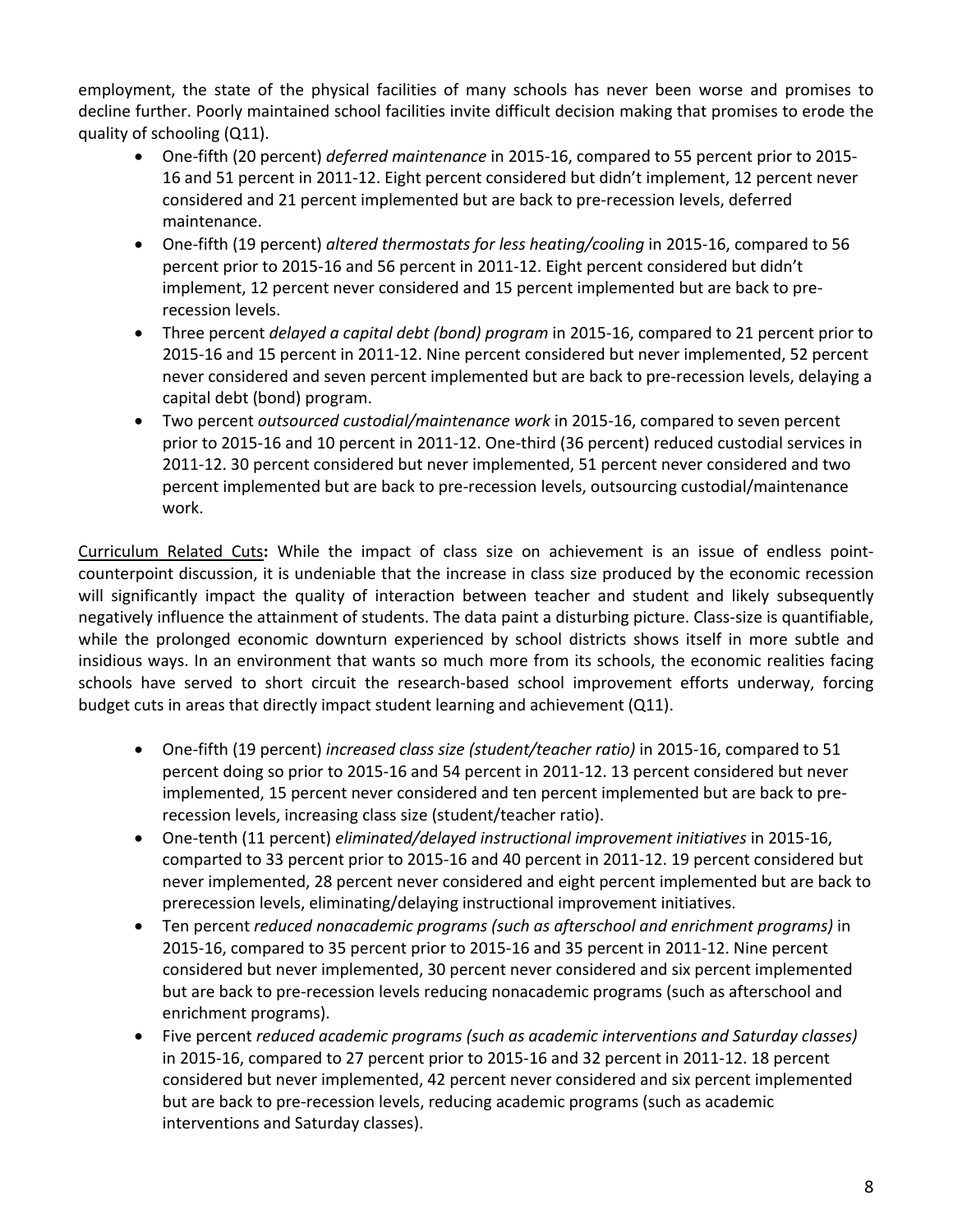employment, the state of the physical facilities of many schools has never been worse and promises to decline further. Poorly maintained school facilities invite difficult decision making that promises to erode the quality of schooling (Q11).

- One-fifth (20 percent) *deferred maintenance* in 2015-16, compared to 55 percent prior to 2015-16 and 51 percent in 2011-12. Eight percent considered but didn't implement, 12 percent never considered and 21 percent implemented but are back to pre-recession levels, deferred maintenance.
- One-fifth (19 percent) *altered thermostats for less heating/cooling* in 2015-16, compared to 56 percent prior to 2015-16 and 56 percent in 2011-12. Eight percent considered but didn't implement, 12 percent never considered and 15 percent implemented but are back to pre-recession levels.
- Three percent *delayed a capital debt (bond) program* in 2015-16, compared to 21 percent prior to 2015-16 and 15 percent in 2011-12. Nine percent considered but never implemented, 52 percent never considered and seven percent implemented but are back to pre-recession levels, delaying a capital debt (bond) program.
- Two percent *outsourced custodial/maintenance work* in 2015-16, compared to seven percent prior to 2015-16 and 10 percent in 2011-12. One-third (36 percent) reduced custodial services in 2011-12. 30 percent considered but never implemented, 51 percent never considered and two percent implemented but are back to pre-recession levels, outsourcing custodial/maintenance work.

Curriculum Related Cuts**:** While the impact of class size on achievement is an issue of endless point-counterpoint discussion, it is undeniable that the increase in class size produced by the economic recession will significantly impact the quality of interaction between teacher and student and likely subsequently negatively influence the attainment of students. The data paint a disturbing picture. Class-size is quantifiable, while the prolonged economic downturn experienced by school districts shows itself in more subtle and insidious ways. In an environment that wants so much more from its schools, the economic realities facing schools have served to short circuit the research-based school improvement efforts underway, forcing budget cuts in areas that directly impact student learning and achievement (Q11).

- One-fifth (19 percent) *increased class size (student/teacher ratio)* in 2015-16, compared to 51 percent doing so prior to 2015-16 and 54 percent in 2011-12. 13 percent considered but never implemented, 15 percent never considered and ten percent implemented but are back to pre-recession levels, increasing class size (student/teacher ratio).
- One-tenth (11 percent) *eliminated/delayed instructional improvement initiatives* in 2015-16, comparted to 33 percent prior to 2015-16 and 40 percent in 2011-12. 19 percent considered but never implemented, 28 percent never considered and eight percent implemented but are back to prerecession levels, eliminating/delaying instructional improvement initiatives.
- Ten percent *reduced nonacademic programs (such as afterschool and enrichment programs)* in 2015-16, compared to 35 percent prior to 2015-16 and 35 percent in 2011-12. Nine percent considered but never implemented, 30 percent never considered and six percent implemented but are back to pre-recession levels reducing nonacademic programs (such as afterschool and enrichment programs).
- Five percent *reduced academic programs (such as academic interventions and Saturday classes)* in 2015-16, compared to 27 percent prior to 2015-16 and 32 percent in 2011-12. 18 percent considered but never implemented, 42 percent never considered and six percent implemented but are back to pre-recession levels, reducing academic programs (such as academic interventions and Saturday classes).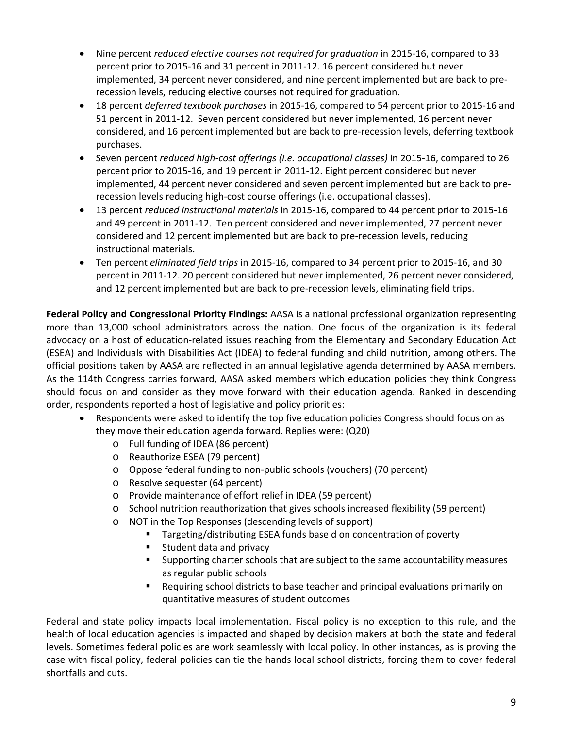- Nine percent *reduced elective courses not required for graduation* in 2015-16, compared to 33 percent prior to 2015-16 and 31 percent in 2011-12. 16 percent considered but never implemented, 34 percent never considered, and nine percent implemented but are back to pre-recession levels, reducing elective courses not required for graduation.
- 18 percent *deferred textbook purchases* in 2015-16, compared to 54 percent prior to 2015-16 and 51 percent in 2011-12. Seven percent considered but never implemented, 16 percent never considered, and 16 percent implemented but are back to pre-recession levels, deferring textbook purchases.
- Seven percent *reduced high-cost offerings (i.e. occupational classes)* in 2015-16, compared to 26 percent prior to 2015-16, and 19 percent in 2011-12. Eight percent considered but never implemented, 44 percent never considered and seven percent implemented but are back to pre-recession levels reducing high-cost course offerings (i.e. occupational classes).
- 13 percent *reduced instructional materials* in 2015-16, compared to 44 percent prior to 2015-16 and 49 percent in 2011-12. Ten percent considered and never implemented, 27 percent never considered and 12 percent implemented but are back to pre-recession levels, reducing instructional materials.
- Ten percent *eliminated field trips* in 2015-16, compared to 34 percent prior to 2015-16, and 30 percent in 2011-12. 20 percent considered but never implemented, 26 percent never considered, and 12 percent implemented but are back to pre-recession levels, eliminating field trips.

**Federal Policy and Congressional Priority Findings:** AASA is a national professional organization representing more than 13,000 school administrators across the nation. One focus of the organization is its federal advocacy on a host of education-related issues reaching from the Elementary and Secondary Education Act (ESEA) and Individuals with Disabilities Act (IDEA) to federal funding and child nutrition, among others. The official positions taken by AASA are reflected in an annual legislative agenda determined by AASA members. As the 114th Congress carries forward, AASA asked members which education policies they think Congress should focus on and consider as they move forward with their education agenda. Ranked in descending order, respondents reported a host of legislative and policy priorities:

- Respondents were asked to identify the top five education policies Congress should focus on as they move their education agenda forward. Replies were: (Q20)
  - Full funding of IDEA (86 percent)
  - Reauthorize ESEA (79 percent)
  - Oppose federal funding to non-public schools (vouchers) (70 percent)
  - Resolve sequester (64 percent)
  - Provide maintenance of effort relief in IDEA (59 percent)
  - School nutrition reauthorization that gives schools increased flexibility (59 percent)
  - NOT in the Top Responses (descending levels of support)
    - Targeting/distributing ESEA funds base d on concentration of poverty
    - Student data and privacy
    - Supporting charter schools that are subject to the same accountability measures as regular public schools
    - Requiring school districts to base teacher and principal evaluations primarily on quantitative measures of student outcomes

Federal and state policy impacts local implementation. Fiscal policy is no exception to this rule, and the health of local education agencies is impacted and shaped by decision makers at both the state and federal levels. Sometimes federal policies are work seamlessly with local policy. In other instances, as is proving the case with fiscal policy, federal policies can tie the hands local school districts, forcing them to cover federal shortfalls and cuts.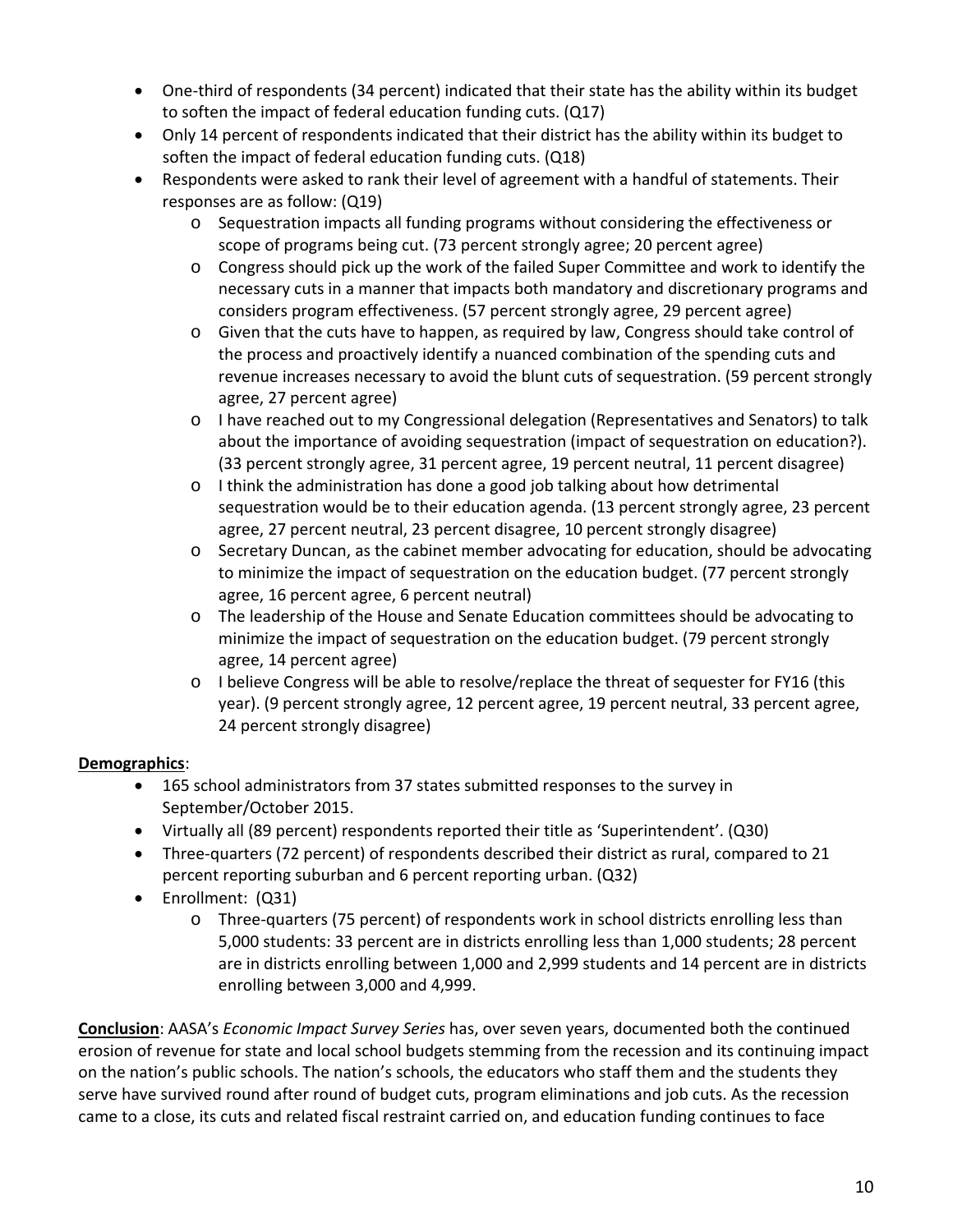- One-third of respondents (34 percent) indicated that their state has the ability within its budget to soften the impact of federal education funding cuts. (Q17)
- Only 14 percent of respondents indicated that their district has the ability within its budget to soften the impact of federal education funding cuts. (Q18)
- Respondents were asked to rank their level of agreement with a handful of statements. Their responses are as follow: (Q19)
  - Sequestration impacts all funding programs without considering the effectiveness or scope of programs being cut. (73 percent strongly agree; 20 percent agree)
  - Congress should pick up the work of the failed Super Committee and work to identify the necessary cuts in a manner that impacts both mandatory and discretionary programs and considers program effectiveness. (57 percent strongly agree, 29 percent agree)
  - Given that the cuts have to happen, as required by law, Congress should take control of the process and proactively identify a nuanced combination of the spending cuts and revenue increases necessary to avoid the blunt cuts of sequestration. (59 percent strongly agree, 27 percent agree)
  - I have reached out to my Congressional delegation (Representatives and Senators) to talk about the importance of avoiding sequestration (impact of sequestration on education?). (33 percent strongly agree, 31 percent agree, 19 percent neutral, 11 percent disagree)
  - I think the administration has done a good job talking about how detrimental sequestration would be to their education agenda. (13 percent strongly agree, 23 percent agree, 27 percent neutral, 23 percent disagree, 10 percent strongly disagree)
  - Secretary Duncan, as the cabinet member advocating for education, should be advocating to minimize the impact of sequestration on the education budget. (77 percent strongly agree, 16 percent agree, 6 percent neutral)
  - The leadership of the House and Senate Education committees should be advocating to minimize the impact of sequestration on the education budget. (79 percent strongly agree, 14 percent agree)
  - I believe Congress will be able to resolve/replace the threat of sequester for FY16 (this year). (9 percent strongly agree, 12 percent agree, 19 percent neutral, 33 percent agree, 24 percent strongly disagree)

**Demographics**:

- 165 school administrators from 37 states submitted responses to the survey in September/October 2015.
- Virtually all (89 percent) respondents reported their title as 'Superintendent'. (Q30)
- Three-quarters (72 percent) of respondents described their district as rural, compared to 21 percent reporting suburban and 6 percent reporting urban. (Q32)
- Enrollment: (Q31)
  - Three-quarters (75 percent) of respondents work in school districts enrolling less than 5,000 students: 33 percent are in districts enrolling less than 1,000 students; 28 percent are in districts enrolling between 1,000 and 2,999 students and 14 percent are in districts enrolling between 3,000 and 4,999.

**Conclusion**: AASA's *Economic Impact Survey Series* has, over seven years, documented both the continued erosion of revenue for state and local school budgets stemming from the recession and its continuing impact on the nation's public schools. The nation's schools, the educators who staff them and the students they serve have survived round after round of budget cuts, program eliminations and job cuts. As the recession came to a close, its cuts and related fiscal restraint carried on, and education funding continues to face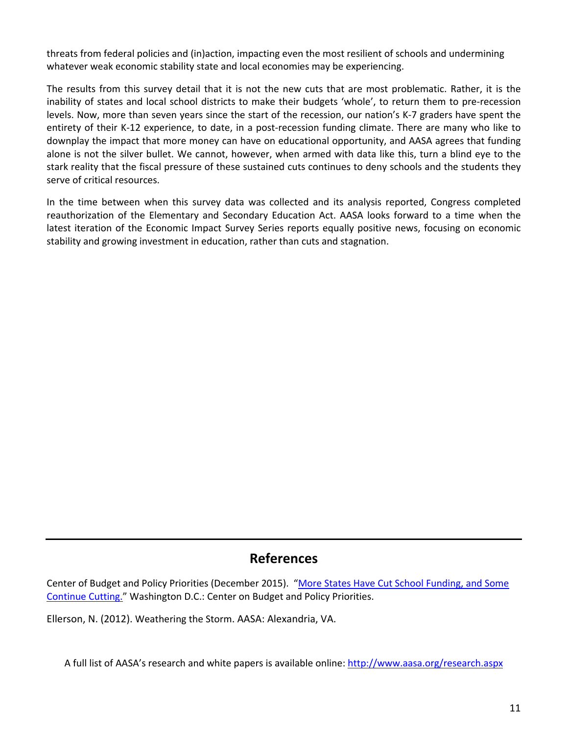threats from federal policies and (in)action, impacting even the most resilient of schools and undermining whatever weak economic stability state and local economies may be experiencing.

The results from this survey detail that it is not the new cuts that are most problematic. Rather, it is the inability of states and local school districts to make their budgets 'whole', to return them to pre-recession levels. Now, more than seven years since the start of the recession, our nation's K-7 graders have spent the entirety of their K-12 experience, to date, in a post-recession funding climate. There are many who like to downplay the impact that more money can have on educational opportunity, and AASA agrees that funding alone is not the silver bullet. We cannot, however, when armed with data like this, turn a blind eye to the stark reality that the fiscal pressure of these sustained cuts continues to deny schools and the students they serve of critical resources.

In the time between when this survey data was collected and its analysis reported, Congress completed reauthorization of the Elementary and Secondary Education Act. AASA looks forward to a time when the latest iteration of the Economic Impact Survey Series reports equally positive news, focusing on economic stability and growing investment in education, rather than cuts and stagnation.

## References

Center of Budget and Policy Priorities (December 2015). "More States Have Cut School Funding, and Some Continue Cutting." Washington D.C.: Center on Budget and Policy Priorities.

Ellerson, N. (2012). Weathering the Storm. AASA: Alexandria, VA.

A full list of AASA's research and white papers is available online: http://www.aasa.org/research.aspx